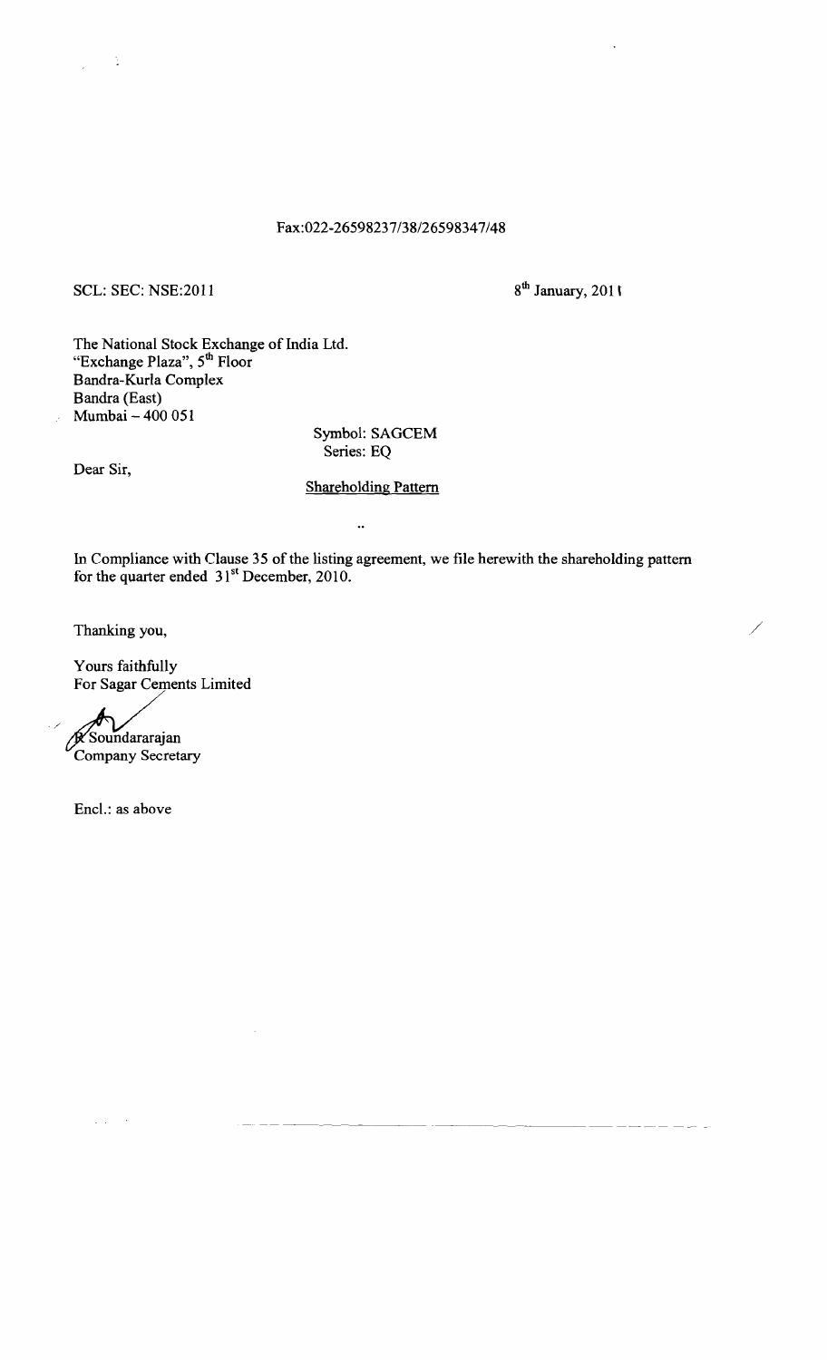Fax:022-26598237/38/26598347/48

SCL: SEC: NSE:2011

8th January, 2011

The National Stock Exchange of India Ltd.
"Exchange Plaza", 5th Floor
Bandra-Kurla Complex
Bandra (East)
Mumbai – 400 051

Symbol: SAGCEM
Series: EQ

Dear Sir,

Shareholding Pattern

In Compliance with Clause 35 of the listing agreement, we file herewith the shareholding pattern for the quarter ended 31st December, 2010.

Thanking you,

Yours faithfully
For Sagar Cements Limited

R Soundararajan
Company Secretary

Encl.: as above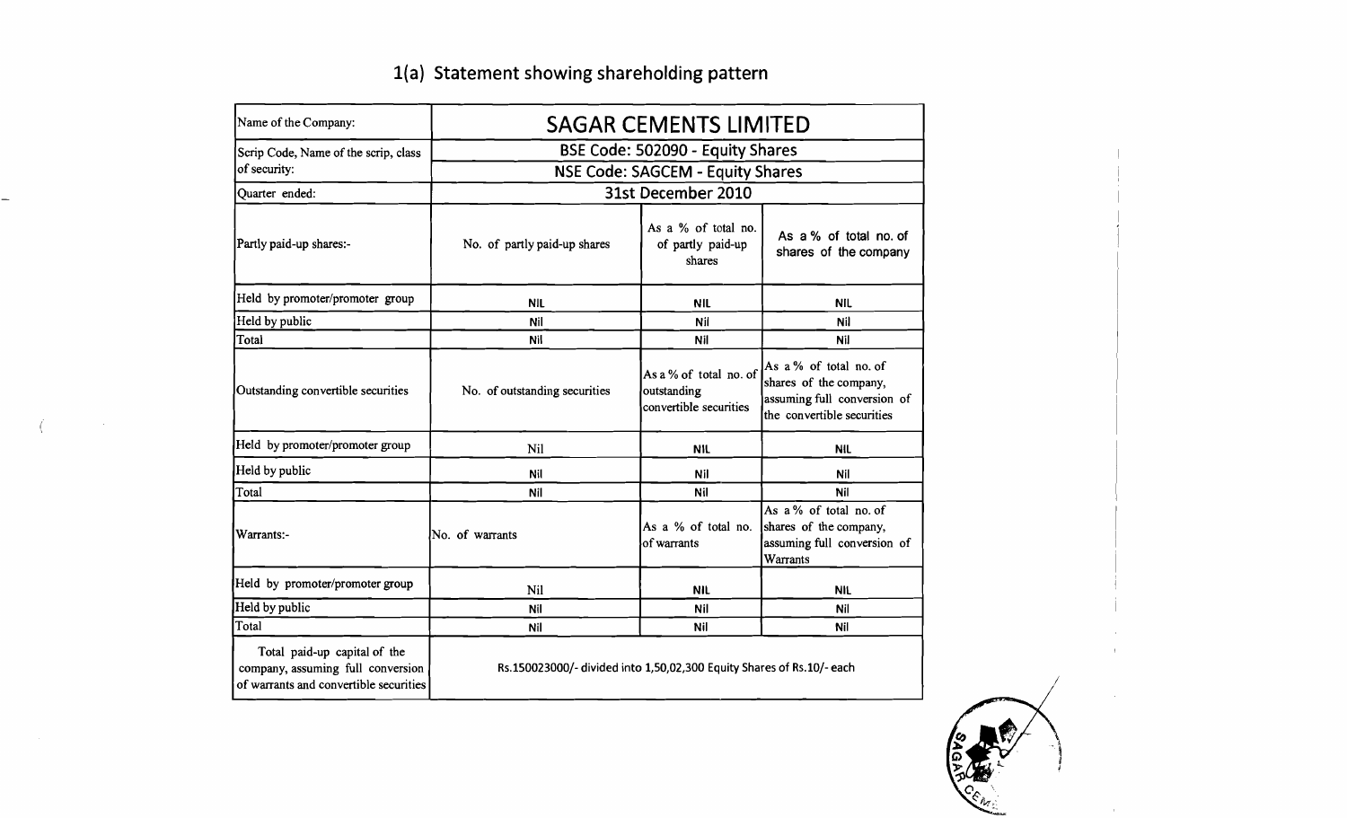# 1(a) Statement showing shareholding pattern

| Name of the Company: | SAGAR CEMENTS LIMITED | | |
|---|---|---|---|
| Scrip Code, Name of the scrip, class of security: | BSE Code: 502090 - Equity Shares | | |
| | NSE Code: SAGCEM - Equity Shares | | |
| Quarter ended: | 31st December 2010 | | |
| Partly paid-up shares:- | No. of partly paid-up shares | As a % of total no. of partly paid-up shares | As a % of total no. of shares of the company |
| Held by promoter/promoter group | NIL | NIL | NIL |
| Held by public | Nil | Nil | Nil |
| Total | Nil | Nil | Nil |
| Outstanding convertible securities | No. of outstanding securities | As a % of total no. of outstanding convertible securities | As a % of total no. of shares of the company, assuming full conversion of the convertible securities |
| Held by promoter/promoter group | Nil | NIL | NIL |
| Held by public | Nil | Nil | Nil |
| Total | Nil | Nil | Nil |
| Warrants:- | No. of warrants | As a % of total no. of warrants | As a % of total no. of shares of the company, assuming full conversion of Warrants |
| Held by promoter/promoter group | Nil | NIL | NIL |
| Held by public | Nil | Nil | Nil |
| Total | Nil | Nil | Nil |
| Total paid-up capital of the company, assuming full conversion of warrants and convertible securities | Rs.150023000/- divided into 1,50,02,300 Equity Shares of Rs.10/- each | | |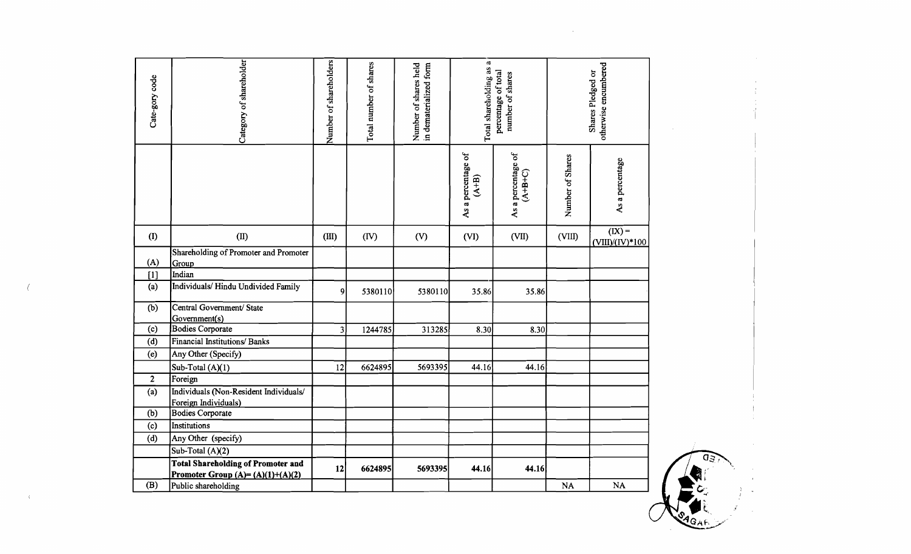| Cate-gory code | Category of shareholder | Number of shareholders | Total number of shares | Number of shares held in dematerialized form | Total shareholding as a percentage of total number of shares | | Shares Pledged or otherwise encumbered | |
|---|---|---|---|---|---|---|---|---|
| | | | | | As a percentage of (A+B) | As a percentage of (A+B+C) | Number of Shares | As a percentage |
| (I) | (II) | (III) | (IV) | (V) | (VI) | (VII) | (VIII) | (IX) = (VIII)/(IV)*100 |
| (A) | Shareholding of Promoter and Promoter Group | | | | | | | |
| [1] | Indian | | | | | | | |
| (a) | Individuals/ Hindu Undivided Family | 9 | 5380110 | 5380110 | 35.86 | 35.86 | | |
| (b) | Central Government/ State Government(s) | | | | | | | |
| (c) | Bodies Corporate | 3 | 1244785 | 313285 | 8.30 | 8.30 | | |
| (d) | Financial Institutions/ Banks | | | | | | | |
| (e) | Any Other (Specify) | | | | | | | |
| | Sub-Total (A)(1) | 12 | 6624895 | 5693395 | 44.16 | 44.16 | | |
| 2 | Foreign | | | | | | | |
| (a) | Individuals (Non-Resident Individuals/ Foreign Individuals) | | | | | | | |
| (b) | Bodies Corporate | | | | | | | |
| (c) | Institutions | | | | | | | |
| (d) | Any Other (specify) | | | | | | | |
| | Sub-Total (A)(2) | | | | | | | |
| | **Total Shareholding of Promoter and Promoter Group (A)= (A)(1)+(A)(2)** | **12** | **6624895** | **5693395** | **44.16** | **44.16** | | |
| (B) | Public shareholding | | | | | | NA | NA |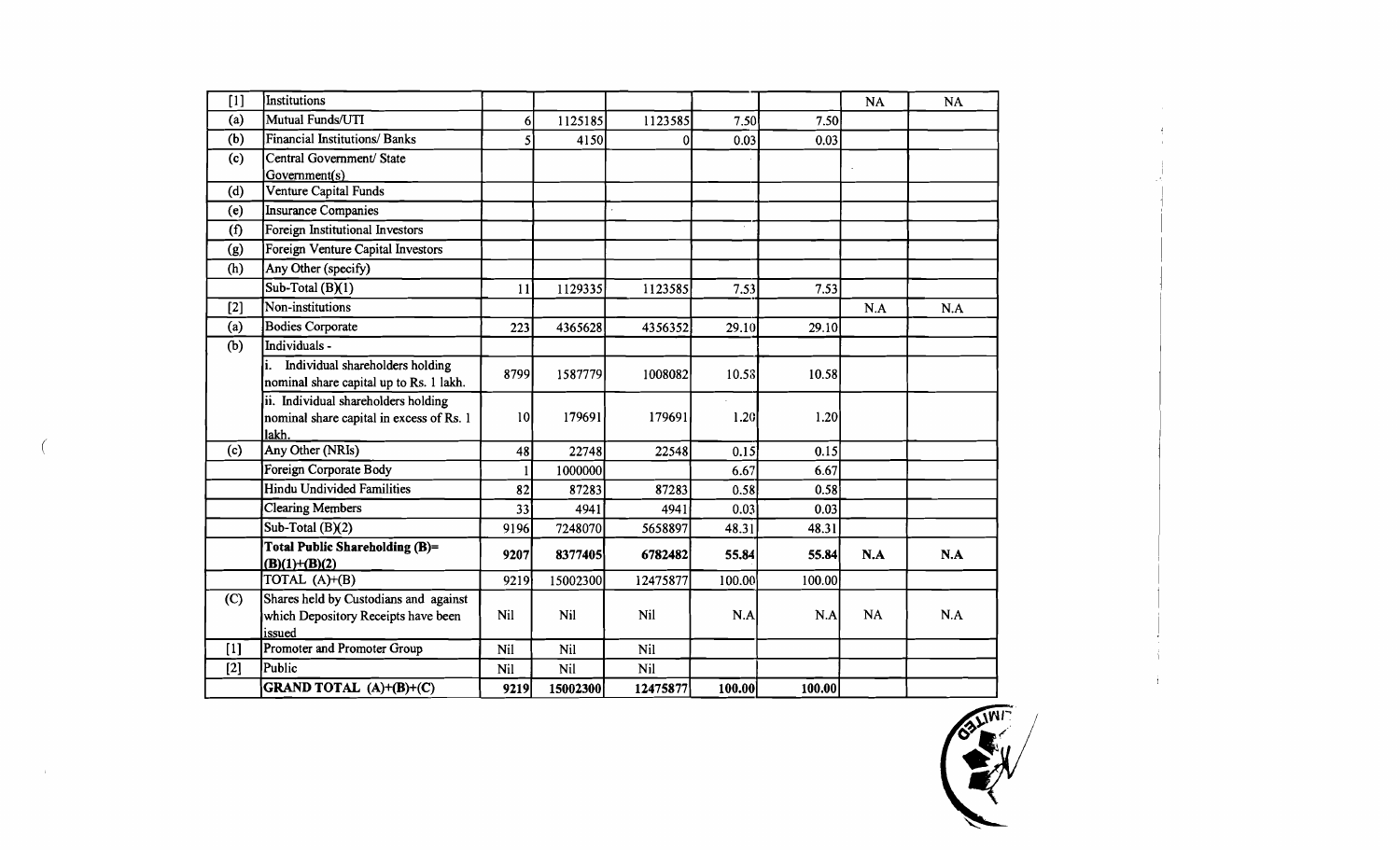| [1] | Institutions | | | | | | NA | NA |
|---|---|---|---|---|---|---|---|---|
| (a) | Mutual Funds/UTI | 6 | 1125185 | 1123585 | 7.50 | 7.50 | | |
| (b) | Financial Institutions/ Banks | 5 | 4150 | 0 | 0.03 | 0.03 | | |
| (c) | Central Government/ State Government(s) | | | | | | | |
| (d) | Venture Capital Funds | | | | | | | |
| (e) | Insurance Companies | | | | | | | |
| (f) | Foreign Institutional Investors | | | | | | | |
| (g) | Foreign Venture Capital Investors | | | | | | | |
| (h) | Any Other (specify) | | | | | | | |
| | Sub-Total (B)(1) | 11 | 1129335 | 1123585 | 7.53 | 7.53 | | |
| [2] | Non-institutions | | | | | | N.A | N.A |
| (a) | Bodies Corporate | 223 | 4365628 | 4356352 | 29.10 | 29.10 | | |
| (b) | Individuals - | | | | | | | |
| | i. Individual shareholders holding nominal share capital up to Rs. 1 lakh. | 8799 | 1587779 | 1008082 | 10.58 | 10.58 | | |
| | ii. Individual shareholders holding nominal share capital in excess of Rs. 1 lakh. | 10 | 179691 | 179691 | 1.20 | 1.20 | | |
| (c) | Any Other (NRIs) | 48 | 22748 | 22548 | 0.15 | 0.15 | | |
| | Foreign Corporate Body | 1 | 1000000 | | 6.67 | 6.67 | | |
| | Hindu Undivided Familities | 82 | 87283 | 87283 | 0.58 | 0.58 | | |
| | Clearing Members | 33 | 4941 | 4941 | 0.03 | 0.03 | | |
| | Sub-Total (B)(2) | 9196 | 7248070 | 5658897 | 48.31 | 48.31 | | |
| | **Total Public Shareholding (B)= (B)(1)+(B)(2)** | **9207** | **8377405** | **6782482** | **55.84** | **55.84** | **N.A** | **N.A** |
| | TOTAL (A)+(B) | 9219 | 15002300 | 12475877 | 100.00 | 100.00 | | |
| (C) | Shares held by Custodians and against which Depository Receipts have been issued | Nil | Nil | Nil | N.A | N.A | NA | N.A |
| [1] | Promoter and Promoter Group | Nil | Nil | Nil | | | | |
| [2] | Public | Nil | Nil | Nil | | | | |
| | **GRAND TOTAL (A)+(B)+(C)** | **9219** | **15002300** | **12475877** | **100.00** | **100.00** | | |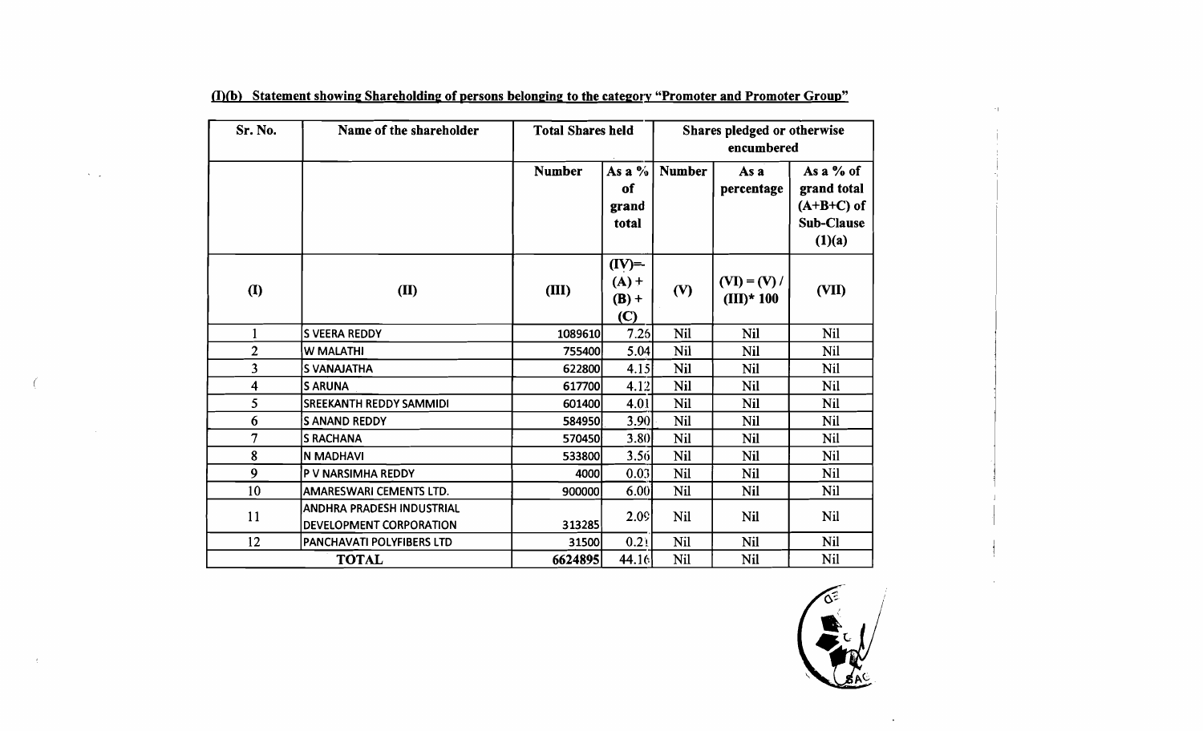**(I)(b) Statement showing Shareholding of persons belonging to the category "Promoter and Promoter Group"**

| Sr. No. | Name of the shareholder | Total Shares held | | Shares pledged or otherwise encumbered | | |
|---|---|---|---|---|---|---|
| | | Number | As a % of grand total | Number | As a percentage | As a % of grand total (A+B+C) of Sub-Clause (I)(a) |
| (I) | (II) | (III) | (IV)=(A) + (B) + (C) | (V) | (VI) = (V) / (III)* 100 | (VII) |
| 1 | S VEERA REDDY | 1089610 | 7.26 | Nil | Nil | Nil |
| 2 | W MALATHI | 755400 | 5.04 | Nil | Nil | Nil |
| 3 | S VANAJATHA | 622800 | 4.15 | Nil | Nil | Nil |
| 4 | S ARUNA | 617700 | 4.12 | Nil | Nil | Nil |
| 5 | SREEKANTH REDDY SAMMIDI | 601400 | 4.01 | Nil | Nil | Nil |
| 6 | S ANAND REDDY | 584950 | 3.90 | Nil | Nil | Nil |
| 7 | S RACHANA | 570450 | 3.80 | Nil | Nil | Nil |
| 8 | N MADHAVI | 533800 | 3.56 | Nil | Nil | Nil |
| 9 | P V NARSIMHA REDDY | 4000 | 0.03 | Nil | Nil | Nil |
| 10 | AMARESWARI CEMENTS LTD. | 900000 | 6.00 | Nil | Nil | Nil |
| 11 | ANDHRA PRADESH INDUSTRIAL DEVELOPMENT CORPORATION | 313285 | 2.09 | Nil | Nil | Nil |
| 12 | PANCHAVATI POLYFIBERS LTD | 31500 | 0.21 | Nil | Nil | Nil |
| **TOTAL** | | 6624895 | 44.16 | Nil | Nil | Nil |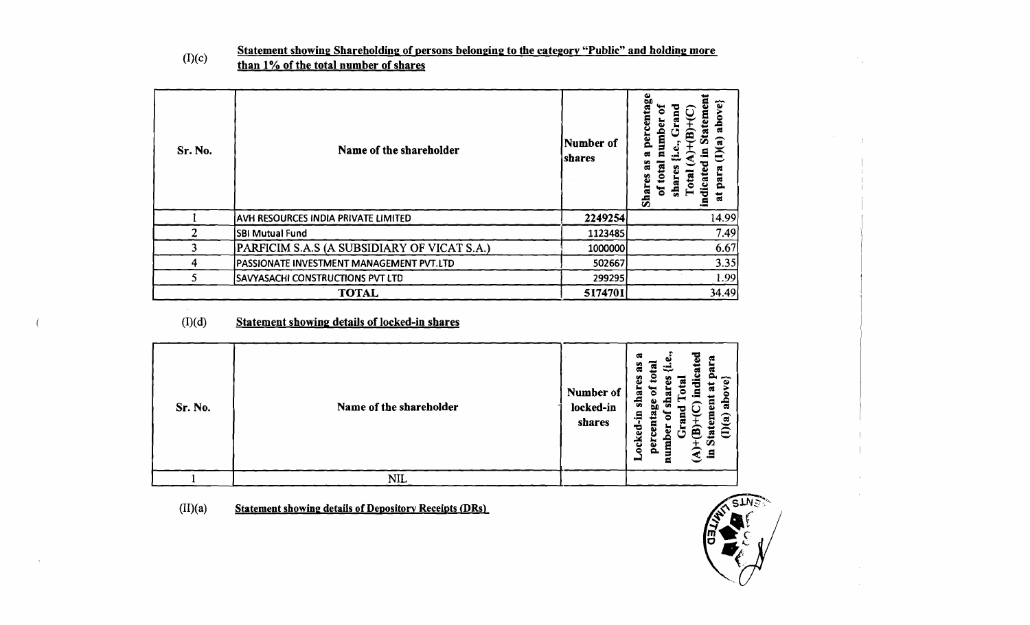(I)(c) **Statement showing Shareholding of persons belonging to the category "Public" and holding more than 1% of the total number of shares**

| Sr. No. | Name of the shareholder | Number of shares | Shares as a percentage of total number of shares {i.e., Grand Total (A)+(B)+(C) indicated in Statement at para (I)(a) above} |
|---|---|---|---|
| 1 | AVH RESOURCES INDIA PRIVATE LIMITED | 2249254 | 14.99 |
| 2 | SBI Mutual Fund | 1123485 | 7.49 |
| 3 | PARFICIM S.A.S (A SUBSIDIARY OF VICAT S.A.) | 1000000 | 6.67 |
| 4 | PASSIONATE INVESTMENT MANAGEMENT PVT.LTD | 502667 | 3.35 |
| 5 | SAVYASACHI CONSTRUCTIONS PVT LTD | 299295 | 1.99 |
| TOTAL | | 5174701 | 34.49 |

(I)(d) **Statement showing details of locked-in shares**

| Sr. No. | Name of the shareholder | Number of locked-in shares | Locked-in shares as a percentage of total number of shares {i.e., Grand Total (A)+(B)+(C) indicated in Statement at para (I)(a) above} |
|---|---|---|---|
| 1 | NIL | | |

(II)(a) **Statement showing details of Depository Receipts (DRs)**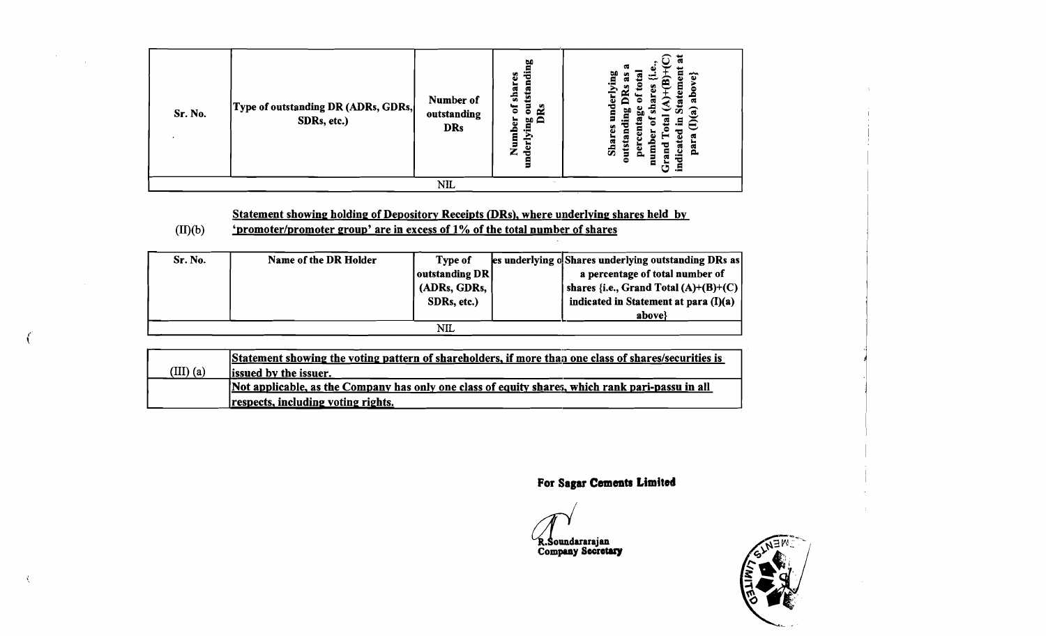| Sr. No. | Type of outstanding DR (ADRs, GDRs, SDRs, etc.) | Number of outstanding DRs | Number of shares underlying outstanding DRs | Shares underlying outstanding DRs as a percentage of total number of shares {i.e., Grand Total (A)+(B)+(C) indicated in Statement at para (I)(a) above} |
|---|---|---|---|---|
| | | NIL | | |

(II)(b) **Statement showing holding of Depository Receipts (DRs), where underlying shares held by 'promoter/promoter group' are in excess of 1% of the total number of shares**

| Sr. No. | Name of the DR Holder | Type of outstanding DR (ADRs, GDRs, SDRs, etc.) | Number of shares underlying outstanding DRs | Shares underlying outstanding DRs as a percentage of total number of shares {i.e., Grand Total (A)+(B)+(C) indicated in Statement at para (I)(a) above} |
|---|---|---|---|---|
| | | NIL | | |

| | |
|---|---|
| (III) (a) | **Statement showing the voting pattern of shareholders, if more than one class of shares/securities is issued by the issuer.** |
| | **Not applicable, as the Company has only one class of equity shares, which rank pari-passu in all respects, including voting rights.** |

**For Sagar Cements Limited**

R.Soundararajan
**Company Secretary**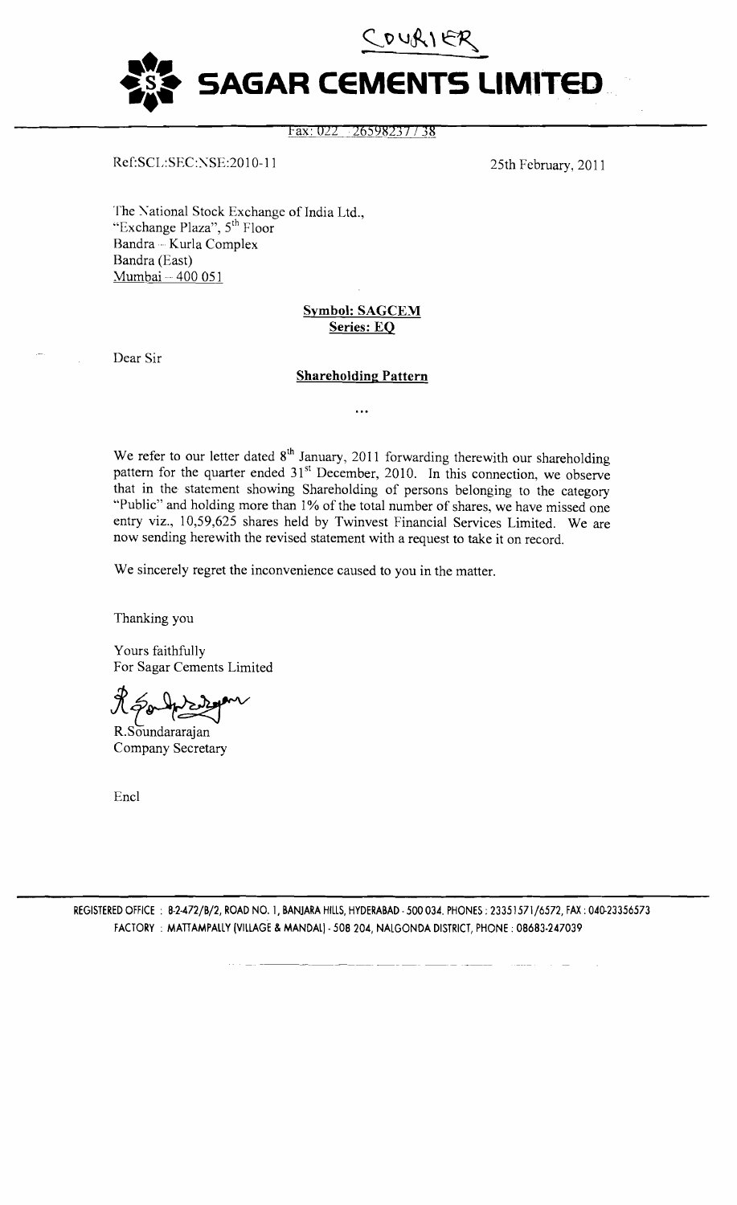COURIER

# SAGAR CEMENTS LIMITED

Fax: 022 26598237 / 38

Ref:SCL:SEC:NSE:2010-11

25th February, 2011

The National Stock Exchange of India Ltd.,
"Exchange Plaza", 5th Floor
Bandra – Kurla Complex
Bandra (East)
Mumbai – 400 051

**Symbol: SAGCEM**
**Series: EQ**

Dear Sir

**Shareholding Pattern**

...

We refer to our letter dated 8th January, 2011 forwarding therewith our shareholding pattern for the quarter ended 31st December, 2010. In this connection, we observe that in the statement showing Shareholding of persons belonging to the category "Public" and holding more than 1% of the total number of shares, we have missed one entry viz., 10,59,625 shares held by Twinvest Financial Services Limited. We are now sending herewith the revised statement with a request to take it on record.

We sincerely regret the inconvenience caused to you in the matter.

Thanking you

Yours faithfully
For Sagar Cements Limited

R.Soundararajan
Company Secretary

Encl

REGISTERED OFFICE : 8-2-472/B/2, ROAD NO. 1, BANJARA HILLS, HYDERABAD - 500 034. PHONES : 23351571/6572, FAX : 040-23356573
FACTORY : MATTAMPALLY (VILLAGE & MANDAL) - 508 204, NALGONDA DISTRICT, PHONE : 08683-247039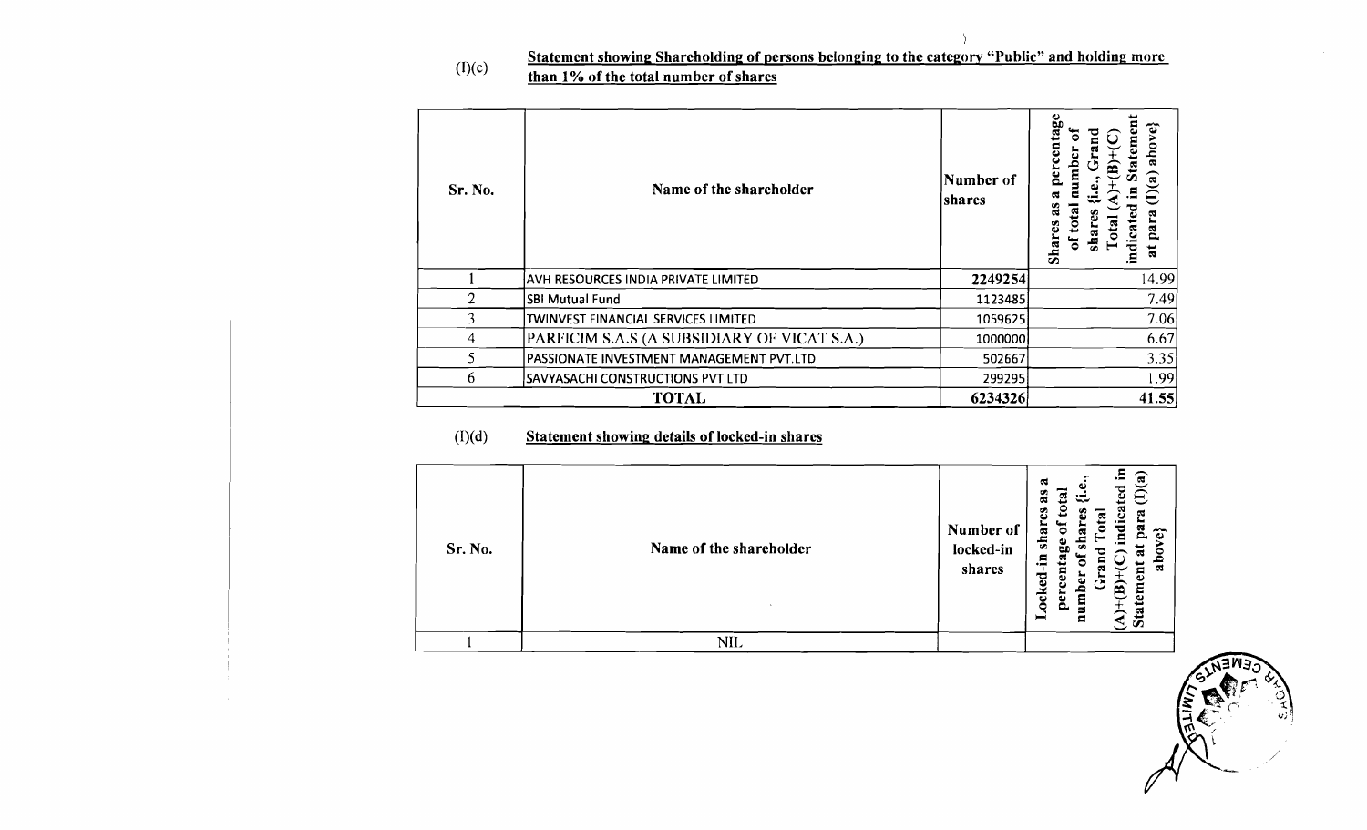(I)(c) **Statement showing Shareholding of persons belonging to the category "Public" and holding more than 1% of the total number of shares**

| Sr. No. | Name of the shareholder | Number of shares | Shares as a percentage of total number of shares {i.e., Grand Total (A)+(B)+(C) indicated in Statement at para (I)(a) above} |
|---|---|---|---|
| 1 | AVH RESOURCES INDIA PRIVATE LIMITED | 2249254 | 14.99 |
| 2 | SBI Mutual Fund | 1123485 | 7.49 |
| 3 | TWINVEST FINANCIAL SERVICES LIMITED | 1059625 | 7.06 |
| 4 | PARFICIM S.A.S (A SUBSIDIARY OF VICAT S.A.) | 1000000 | 6.67 |
| 5 | PASSIONATE INVESTMENT MANAGEMENT PVT.LTD | 502667 | 3.35 |
| 6 | SAVYASACHI CONSTRUCTIONS PVT LTD | 299295 | 1.99 |
| | **TOTAL** | **6234326** | **41.55** |

(I)(d) **Statement showing details of locked-in shares**

| Sr. No. | Name of the shareholder | Number of locked-in shares | Locked-in shares as a percentage of total number of shares {i.e., Grand Total (A)+(B)+(C) indicated in Statement at para (I)(a) above} |
|---|---|---|---|
| 1 | NIL | | |